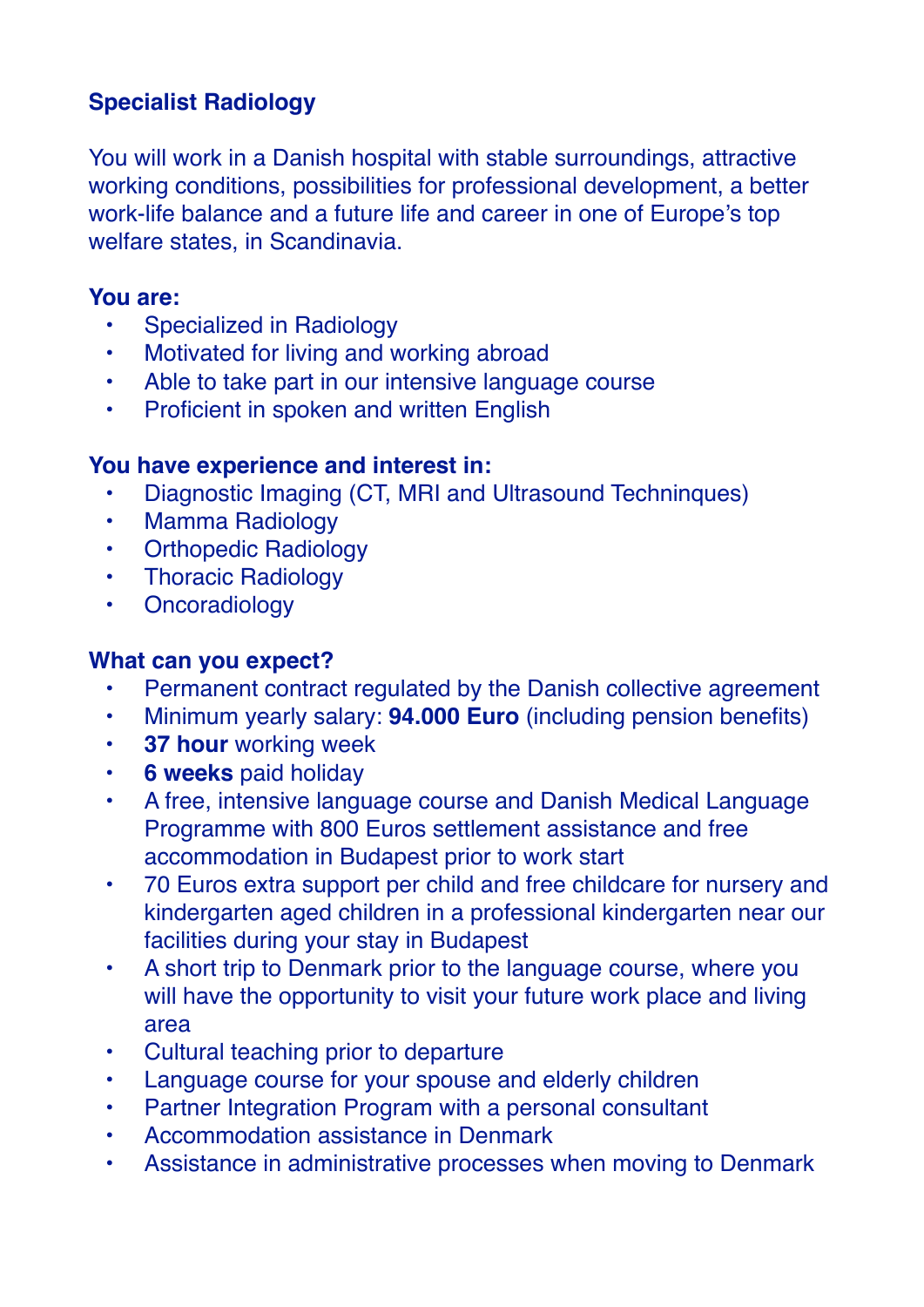## Specialist Radiology

You will work in a Danish hospital with stable surroundings, attractive working conditions, possibilities for professional development, a better work-life balance and a future life and career in one of Europe's top welfare states, in Scandinavia.

### You are:

- Specialized in Radiology
- Motivated for living and working abroad
- Able to take part in our intensive language course
- Proficient in spoken and written English

### You have experience and interest in:

- Diagnostic Imaging (CT, MRI and Ultrasound Techninques)
- Mamma Radiology
- Orthopedic Radiology
- Thoracic Radiology
- Oncoradiology

### What can you expect?

- Permanent contract regulated by the Danish collective agreement
- Minimum yearly salary: **94.000 Euro** (including pension benefits)
- **37 hour** working week
- **6 weeks** paid holiday
- A free, intensive language course and Danish Medical Language Programme with 800 Euros settlement assistance and free accommodation in Budapest prior to work start
- 70 Euros extra support per child and free childcare for nursery and kindergarten aged children in a professional kindergarten near our facilities during your stay in Budapest
- A short trip to Denmark prior to the language course, where you will have the opportunity to visit your future work place and living area
- Cultural teaching prior to departure
- Language course for your spouse and elderly children
- Partner Integration Program with a personal consultant
- Accommodation assistance in Denmark
- Assistance in administrative processes when moving to Denmark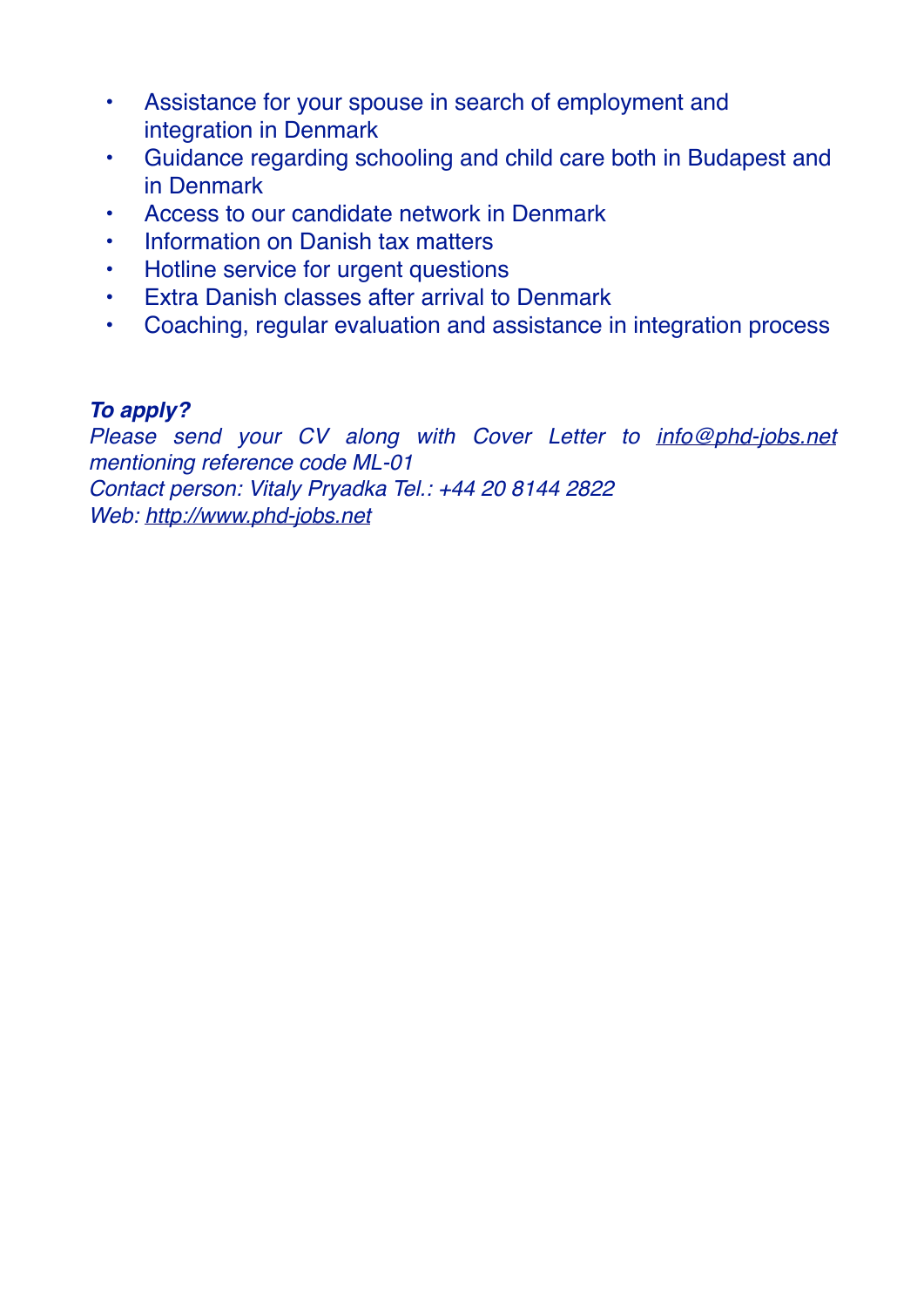- Assistance for your spouse in search of employment and integration in Denmark
- Guidance regarding schooling and child care both in Budapest and in Denmark
- Access to our candidate network in Denmark
- Information on Danish tax matters
- Hotline service for urgent questions
- Extra Danish classes after arrival to Denmark
- Coaching, regular evaluation and assistance in integration process

***To apply?***
*Please send your CV along with Cover Letter to info@phd-jobs.net mentioning reference code ML-01*
*Contact person: Vitaly Pryadka Tel.: +44 20 8144 2822*
*Web: http://www.phd-jobs.net*